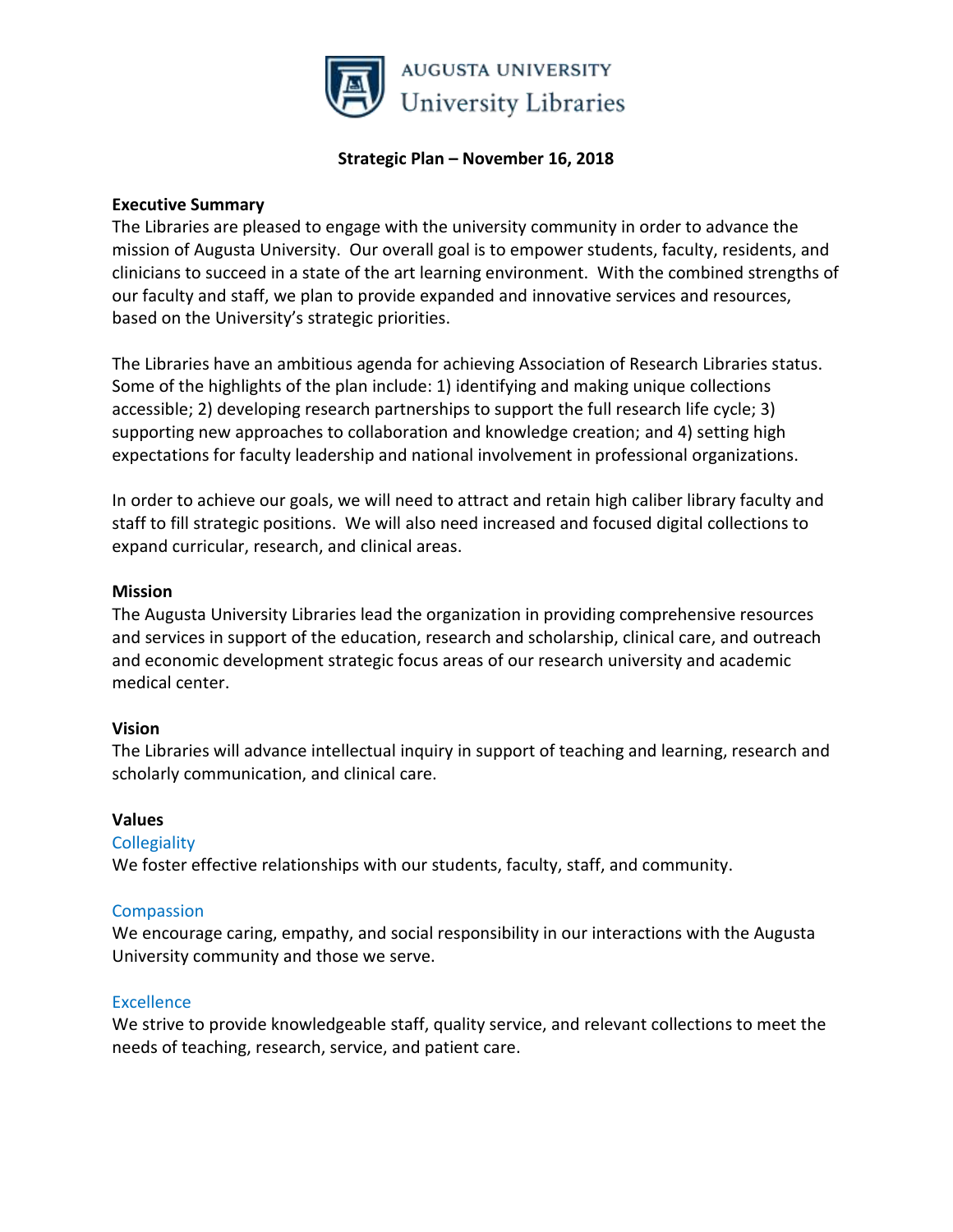AUGUSTA UNIVERSITY
University Libraries

# Strategic Plan – November 16, 2018

## Executive Summary

The Libraries are pleased to engage with the university community in order to advance the mission of Augusta University. Our overall goal is to empower students, faculty, residents, and clinicians to succeed in a state of the art learning environment. With the combined strengths of our faculty and staff, we plan to provide expanded and innovative services and resources, based on the University's strategic priorities.

The Libraries have an ambitious agenda for achieving Association of Research Libraries status. Some of the highlights of the plan include: 1) identifying and making unique collections accessible; 2) developing research partnerships to support the full research life cycle; 3) supporting new approaches to collaboration and knowledge creation; and 4) setting high expectations for faculty leadership and national involvement in professional organizations.

In order to achieve our goals, we will need to attract and retain high caliber library faculty and staff to fill strategic positions. We will also need increased and focused digital collections to expand curricular, research, and clinical areas.

## Mission

The Augusta University Libraries lead the organization in providing comprehensive resources and services in support of the education, research and scholarship, clinical care, and outreach and economic development strategic focus areas of our research university and academic medical center.

## Vision

The Libraries will advance intellectual inquiry in support of teaching and learning, research and scholarly communication, and clinical care.

## Values

### Collegiality

We foster effective relationships with our students, faculty, staff, and community.

### Compassion

We encourage caring, empathy, and social responsibility in our interactions with the Augusta University community and those we serve.

### Excellence

We strive to provide knowledgeable staff, quality service, and relevant collections to meet the needs of teaching, research, service, and patient care.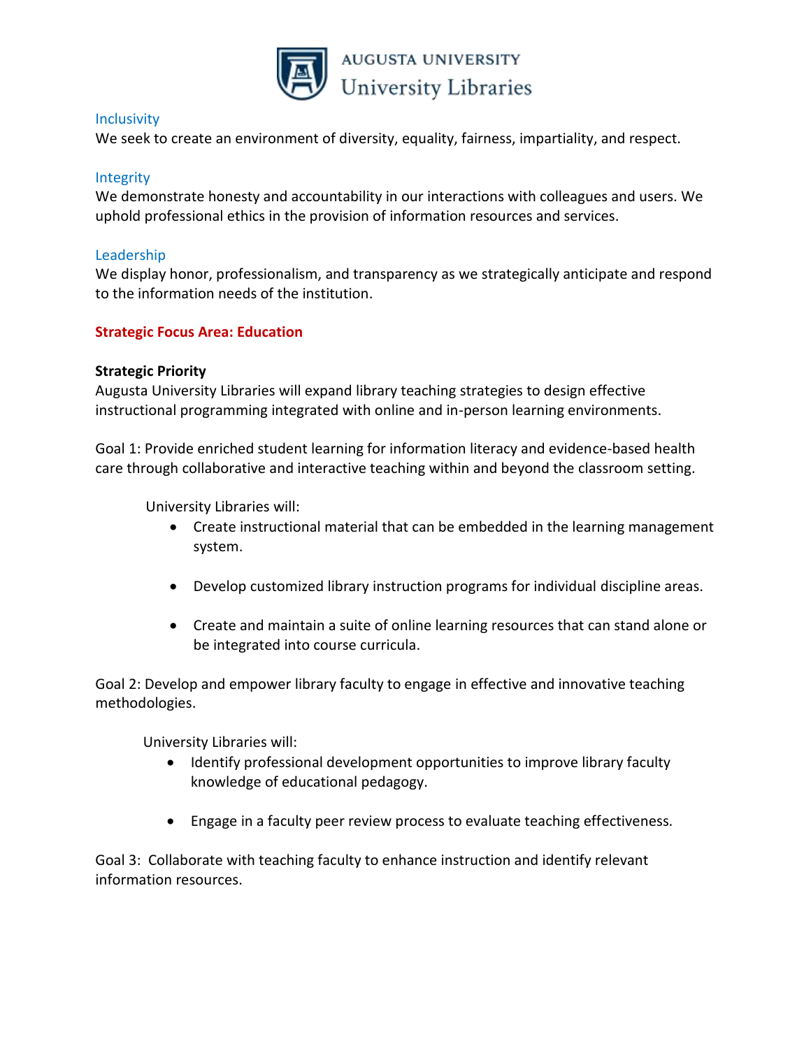### Inclusivity

We seek to create an environment of diversity, equality, fairness, impartiality, and respect.

### Integrity

We demonstrate honesty and accountability in our interactions with colleagues and users. We uphold professional ethics in the provision of information resources and services.

### Leadership

We display honor, professionalism, and transparency as we strategically anticipate and respond to the information needs of the institution.

## Strategic Focus Area: Education

**Strategic Priority**

Augusta University Libraries will expand library teaching strategies to design effective instructional programming integrated with online and in-person learning environments.

Goal 1: Provide enriched student learning for information literacy and evidence-based health care through collaborative and interactive teaching within and beyond the classroom setting.

University Libraries will:

- Create instructional material that can be embedded in the learning management system.
- Develop customized library instruction programs for individual discipline areas.
- Create and maintain a suite of online learning resources that can stand alone or be integrated into course curricula.

Goal 2: Develop and empower library faculty to engage in effective and innovative teaching methodologies.

University Libraries will:

- Identify professional development opportunities to improve library faculty knowledge of educational pedagogy.
- Engage in a faculty peer review process to evaluate teaching effectiveness.

Goal 3: Collaborate with teaching faculty to enhance instruction and identify relevant information resources.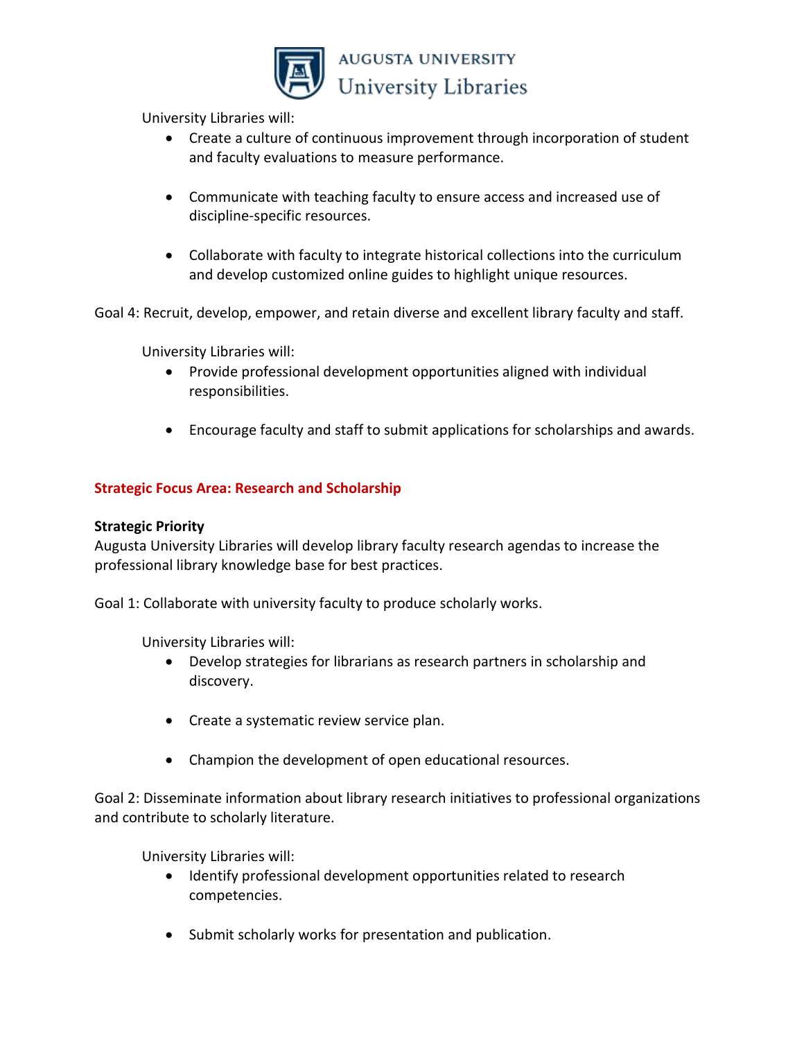University Libraries will:

- Create a culture of continuous improvement through incorporation of student and faculty evaluations to measure performance.
- Communicate with teaching faculty to ensure access and increased use of discipline-specific resources.
- Collaborate with faculty to integrate historical collections into the curriculum and develop customized online guides to highlight unique resources.

Goal 4: Recruit, develop, empower, and retain diverse and excellent library faculty and staff.

University Libraries will:

- Provide professional development opportunities aligned with individual responsibilities.
- Encourage faculty and staff to submit applications for scholarships and awards.

## Strategic Focus Area: Research and Scholarship

**Strategic Priority**

Augusta University Libraries will develop library faculty research agendas to increase the professional library knowledge base for best practices.

Goal 1: Collaborate with university faculty to produce scholarly works.

University Libraries will:

- Develop strategies for librarians as research partners in scholarship and discovery.
- Create a systematic review service plan.
- Champion the development of open educational resources.

Goal 2: Disseminate information about library research initiatives to professional organizations and contribute to scholarly literature.

University Libraries will:

- Identify professional development opportunities related to research competencies.
- Submit scholarly works for presentation and publication.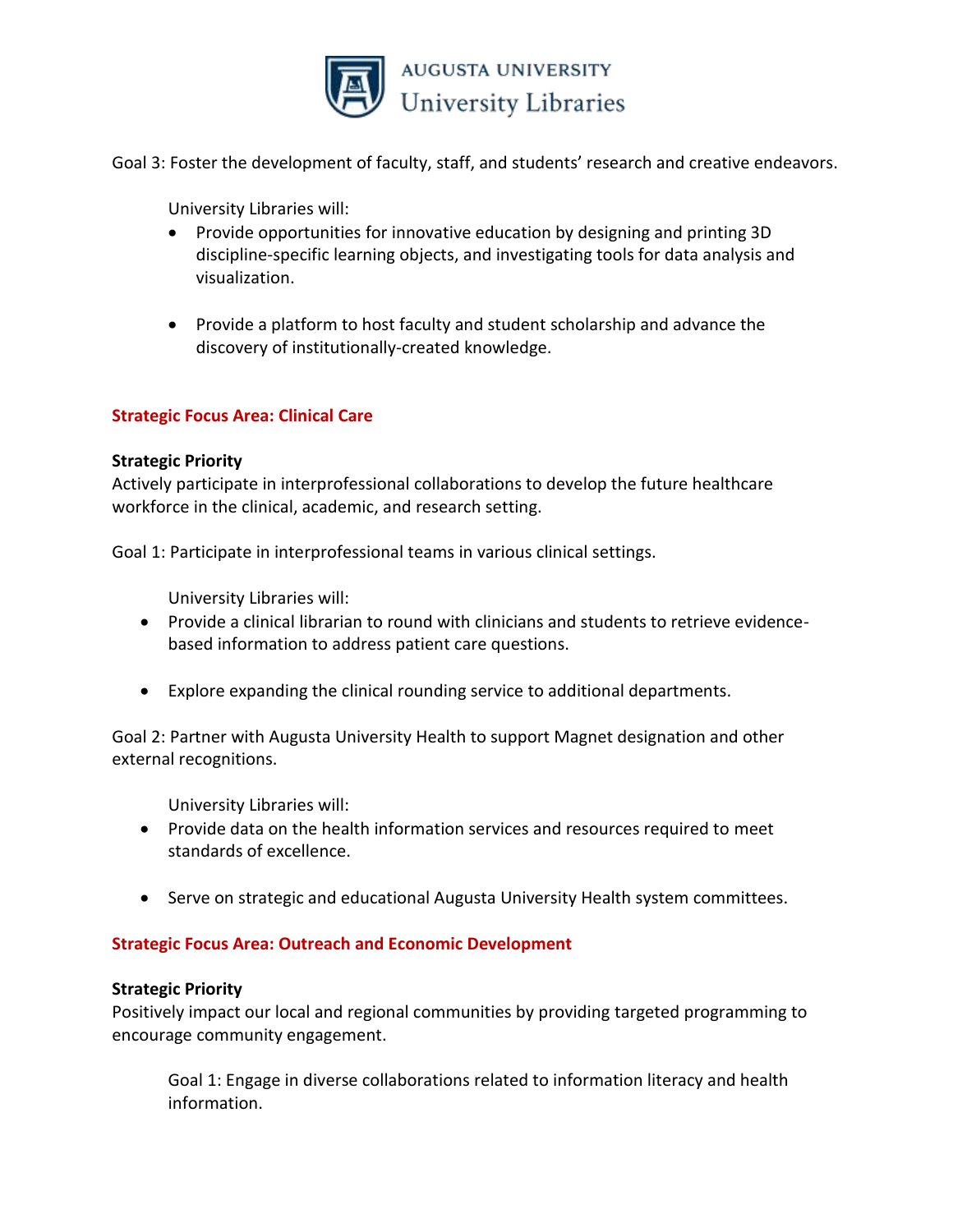Goal 3: Foster the development of faculty, staff, and students' research and creative endeavors.

University Libraries will:

- Provide opportunities for innovative education by designing and printing 3D discipline-specific learning objects, and investigating tools for data analysis and visualization.
- Provide a platform to host faculty and student scholarship and advance the discovery of institutionally-created knowledge.

## Strategic Focus Area: Clinical Care

**Strategic Priority**

Actively participate in interprofessional collaborations to develop the future healthcare workforce in the clinical, academic, and research setting.

Goal 1: Participate in interprofessional teams in various clinical settings.

University Libraries will:

- Provide a clinical librarian to round with clinicians and students to retrieve evidence-based information to address patient care questions.
- Explore expanding the clinical rounding service to additional departments.

Goal 2: Partner with Augusta University Health to support Magnet designation and other external recognitions.

University Libraries will:

- Provide data on the health information services and resources required to meet standards of excellence.
- Serve on strategic and educational Augusta University Health system committees.

## Strategic Focus Area: Outreach and Economic Development

**Strategic Priority**

Positively impact our local and regional communities by providing targeted programming to encourage community engagement.

Goal 1: Engage in diverse collaborations related to information literacy and health information.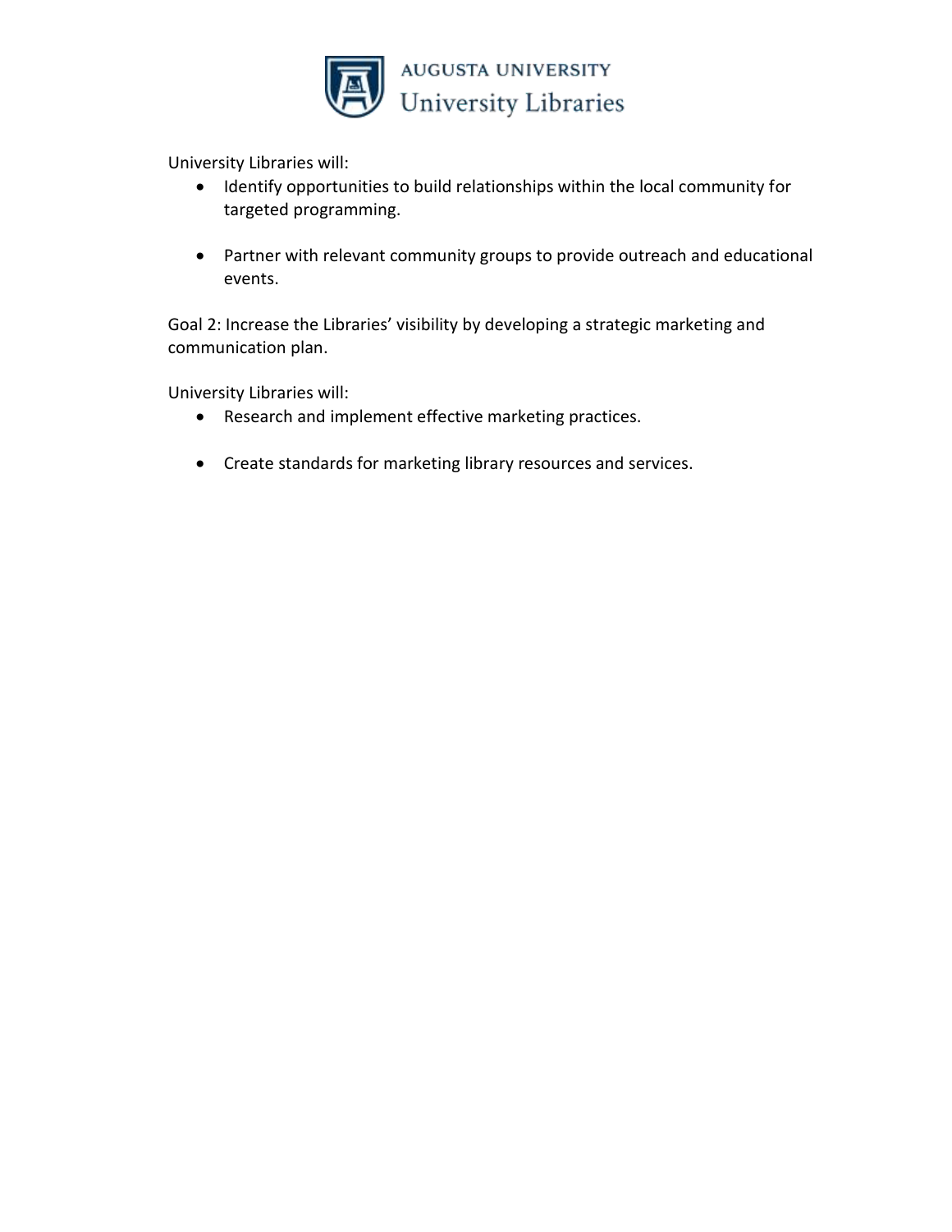University Libraries will:

- Identify opportunities to build relationships within the local community for targeted programming.

- Partner with relevant community groups to provide outreach and educational events.

Goal 2: Increase the Libraries' visibility by developing a strategic marketing and communication plan.

University Libraries will:

- Research and implement effective marketing practices.

- Create standards for marketing library resources and services.